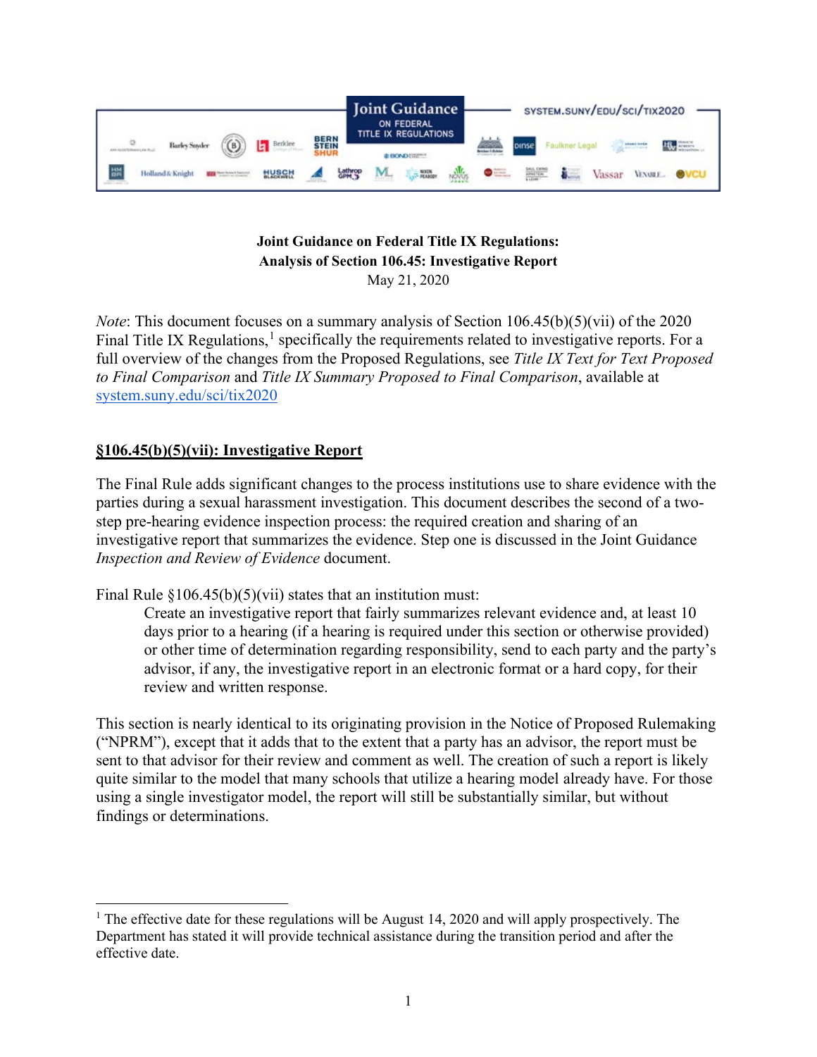**Joint Guidance on Federal Title IX Regulations:**
**Analysis of Section 106.45: Investigative Report**
May 21, 2020

*Note*: This document focuses on a summary analysis of Section 106.45(b)(5)(vii) of the 2020 Final Title IX Regulations,[1] specifically the requirements related to investigative reports. For a full overview of the changes from the Proposed Regulations, see *Title IX Text for Text Proposed to Final Comparison* and *Title IX Summary Proposed to Final Comparison*, available at [system.suny.edu/sci/tix2020](system.suny.edu/sci/tix2020)

## §106.45(b)(5)(vii): Investigative Report

The Final Rule adds significant changes to the process institutions use to share evidence with the parties during a sexual harassment investigation. This document describes the second of a two-step pre-hearing evidence inspection process: the required creation and sharing of an investigative report that summarizes the evidence. Step one is discussed in the Joint Guidance *Inspection and Review of Evidence* document.

Final Rule §106.45(b)(5)(vii) states that an institution must:

> Create an investigative report that fairly summarizes relevant evidence and, at least 10 days prior to a hearing (if a hearing is required under this section or otherwise provided) or other time of determination regarding responsibility, send to each party and the party's advisor, if any, the investigative report in an electronic format or a hard copy, for their review and written response.

This section is nearly identical to its originating provision in the Notice of Proposed Rulemaking ("NPRM"), except that it adds that to the extent that a party has an advisor, the report must be sent to that advisor for their review and comment as well. The creation of such a report is likely quite similar to the model that many schools that utilize a hearing model already have. For those using a single investigator model, the report will still be substantially similar, but without findings or determinations.

---

[1] The effective date for these regulations will be August 14, 2020 and will apply prospectively. The Department has stated it will provide technical assistance during the transition period and after the effective date.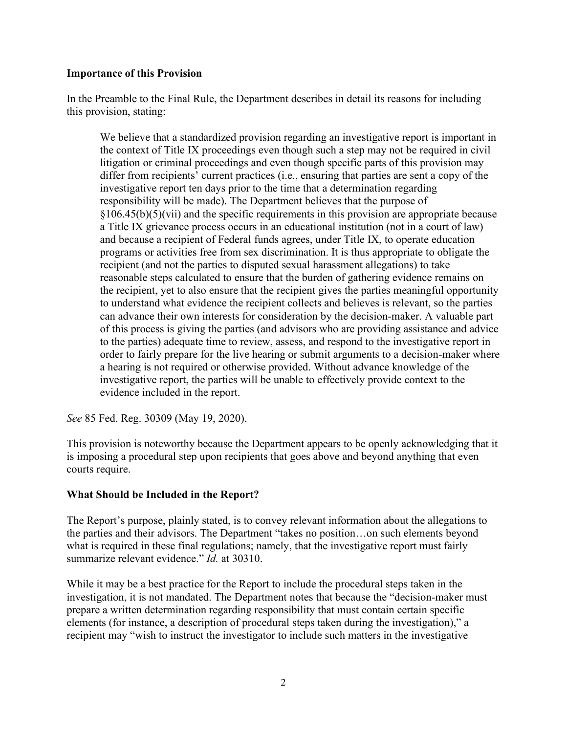**Importance of this Provision**

In the Preamble to the Final Rule, the Department describes in detail its reasons for including this provision, stating:

> We believe that a standardized provision regarding an investigative report is important in the context of Title IX proceedings even though such a step may not be required in civil litigation or criminal proceedings and even though specific parts of this provision may differ from recipients' current practices (i.e., ensuring that parties are sent a copy of the investigative report ten days prior to the time that a determination regarding responsibility will be made). The Department believes that the purpose of §106.45(b)(5)(vii) and the specific requirements in this provision are appropriate because a Title IX grievance process occurs in an educational institution (not in a court of law) and because a recipient of Federal funds agrees, under Title IX, to operate education programs or activities free from sex discrimination. It is thus appropriate to obligate the recipient (and not the parties to disputed sexual harassment allegations) to take reasonable steps calculated to ensure that the burden of gathering evidence remains on the recipient, yet to also ensure that the recipient gives the parties meaningful opportunity to understand what evidence the recipient collects and believes is relevant, so the parties can advance their own interests for consideration by the decision-maker. A valuable part of this process is giving the parties (and advisors who are providing assistance and advice to the parties) adequate time to review, assess, and respond to the investigative report in order to fairly prepare for the live hearing or submit arguments to a decision-maker where a hearing is not required or otherwise provided. Without advance knowledge of the investigative report, the parties will be unable to effectively provide context to the evidence included in the report.

*See* 85 Fed. Reg. 30309 (May 19, 2020).

This provision is noteworthy because the Department appears to be openly acknowledging that it is imposing a procedural step upon recipients that goes above and beyond anything that even courts require.

**What Should be Included in the Report?**

The Report's purpose, plainly stated, is to convey relevant information about the allegations to the parties and their advisors. The Department "takes no position…on such elements beyond what is required in these final regulations; namely, that the investigative report must fairly summarize relevant evidence." *Id.* at 30310.

While it may be a best practice for the Report to include the procedural steps taken in the investigation, it is not mandated. The Department notes that because the "decision-maker must prepare a written determination regarding responsibility that must contain certain specific elements (for instance, a description of procedural steps taken during the investigation)," a recipient may "wish to instruct the investigator to include such matters in the investigative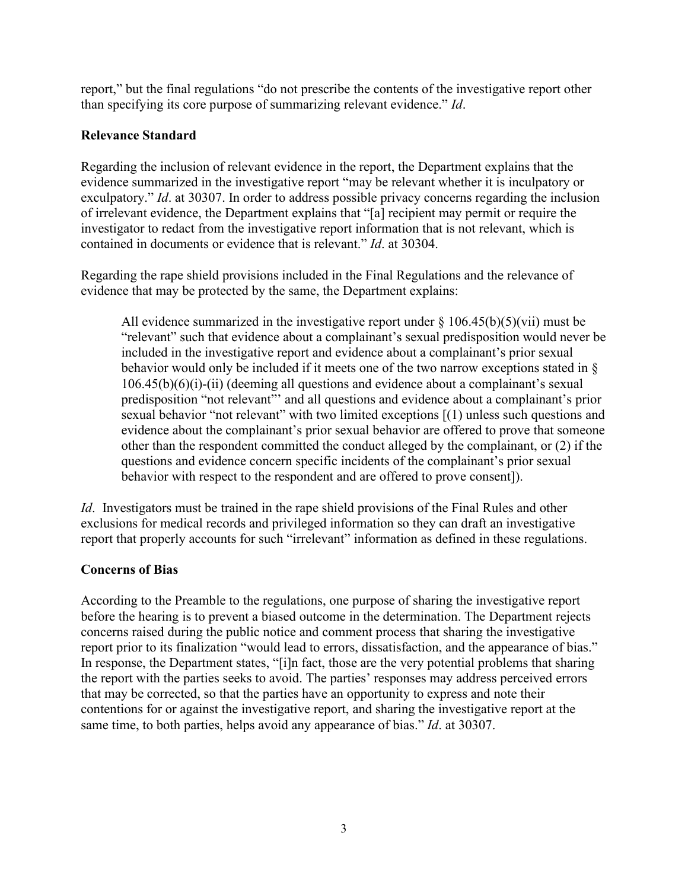report," but the final regulations "do not prescribe the contents of the investigative report other than specifying its core purpose of summarizing relevant evidence." *Id*.

### Relevance Standard

Regarding the inclusion of relevant evidence in the report, the Department explains that the evidence summarized in the investigative report "may be relevant whether it is inculpatory or exculpatory." *Id*. at 30307. In order to address possible privacy concerns regarding the inclusion of irrelevant evidence, the Department explains that "[a] recipient may permit or require the investigator to redact from the investigative report information that is not relevant, which is contained in documents or evidence that is relevant." *Id*. at 30304.

Regarding the rape shield provisions included in the Final Regulations and the relevance of evidence that may be protected by the same, the Department explains:

> All evidence summarized in the investigative report under § 106.45(b)(5)(vii) must be "relevant" such that evidence about a complainant's sexual predisposition would never be included in the investigative report and evidence about a complainant's prior sexual behavior would only be included if it meets one of the two narrow exceptions stated in § 106.45(b)(6)(i)-(ii) (deeming all questions and evidence about a complainant's sexual predisposition "not relevant"' and all questions and evidence about a complainant's prior sexual behavior "not relevant" with two limited exceptions [(1) unless such questions and evidence about the complainant's prior sexual behavior are offered to prove that someone other than the respondent committed the conduct alleged by the complainant, or (2) if the questions and evidence concern specific incidents of the complainant's prior sexual behavior with respect to the respondent and are offered to prove consent]).

*Id*. Investigators must be trained in the rape shield provisions of the Final Rules and other exclusions for medical records and privileged information so they can draft an investigative report that properly accounts for such "irrelevant" information as defined in these regulations.

### Concerns of Bias

According to the Preamble to the regulations, one purpose of sharing the investigative report before the hearing is to prevent a biased outcome in the determination. The Department rejects concerns raised during the public notice and comment process that sharing the investigative report prior to its finalization "would lead to errors, dissatisfaction, and the appearance of bias." In response, the Department states, "[i]n fact, those are the very potential problems that sharing the report with the parties seeks to avoid. The parties' responses may address perceived errors that may be corrected, so that the parties have an opportunity to express and note their contentions for or against the investigative report, and sharing the investigative report at the same time, to both parties, helps avoid any appearance of bias." *Id*. at 30307.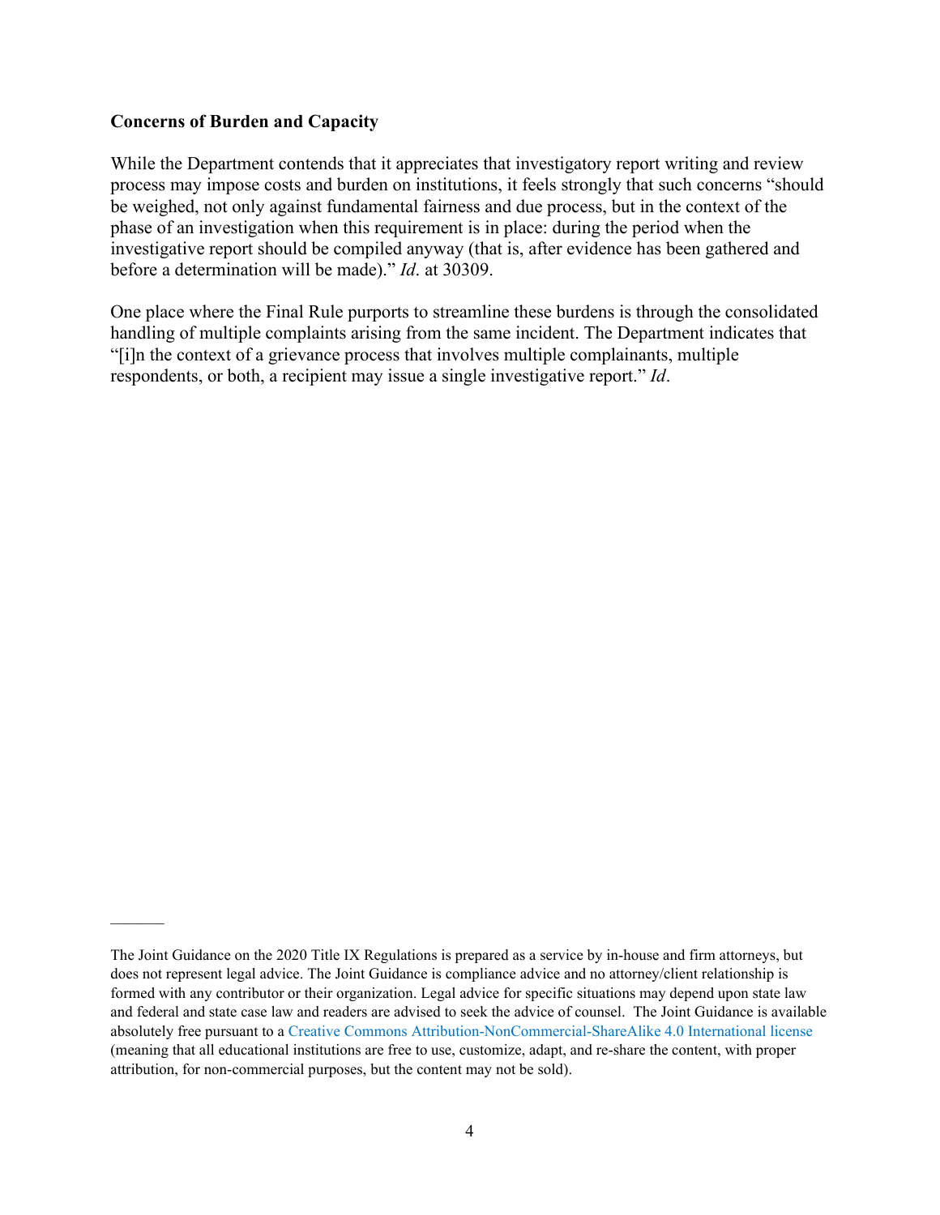**Concerns of Burden and Capacity**

While the Department contends that it appreciates that investigatory report writing and review process may impose costs and burden on institutions, it feels strongly that such concerns "should be weighed, not only against fundamental fairness and due process, but in the context of the phase of an investigation when this requirement is in place: during the period when the investigative report should be compiled anyway (that is, after evidence has been gathered and before a determination will be made)." *Id*. at 30309.

One place where the Final Rule purports to streamline these burdens is through the consolidated handling of multiple complaints arising from the same incident. The Department indicates that "[i]n the context of a grievance process that involves multiple complainants, multiple respondents, or both, a recipient may issue a single investigative report." *Id*.

---

The Joint Guidance on the 2020 Title IX Regulations is prepared as a service by in-house and firm attorneys, but does not represent legal advice. The Joint Guidance is compliance advice and no attorney/client relationship is formed with any contributor or their organization. Legal advice for specific situations may depend upon state law and federal and state case law and readers are advised to seek the advice of counsel. The Joint Guidance is available absolutely free pursuant to a Creative Commons Attribution-NonCommercial-ShareAlike 4.0 International license (meaning that all educational institutions are free to use, customize, adapt, and re-share the content, with proper attribution, for non-commercial purposes, but the content may not be sold).